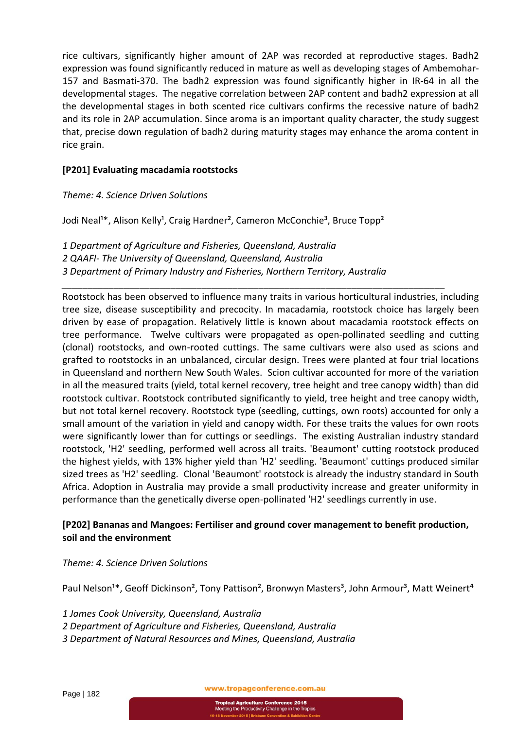rice cultivars, significantly higher amount of 2AP was recorded at reproductive stages. Badh2 expression was found significantly reduced in mature as well as developing stages of Ambemohar-157 and Basmati-370. The badh2 expression was found significantly higher in IR-64 in all the developmental stages. The negative correlation between 2AP content and badh2 expression at all the developmental stages in both scented rice cultivars confirms the recessive nature of badh2 and its role in 2AP accumulation. Since aroma is an important quality character, the study suggest that, precise down regulation of badh2 during maturity stages may enhance the aroma content in rice grain.

**[P201] Evaluating macadamia rootstocks**

*Theme: 4. Science Driven Solutions*

Jodi Neal[1]*, Alison Kelly[1], Craig Hardner[2], Cameron McConchie[3], Bruce Topp[2]

*1 Department of Agriculture and Fisheries, Queensland, Australia*
*2 QAAFI- The University of Queensland, Queensland, Australia*
*3 Department of Primary Industry and Fisheries, Northern Territory, Australia*

---

Rootstock has been observed to influence many traits in various horticultural industries, including tree size, disease susceptibility and precocity. In macadamia, rootstock choice has largely been driven by ease of propagation. Relatively little is known about macadamia rootstock effects on tree performance. Twelve cultivars were propagated as open-pollinated seedling and cutting (clonal) rootstocks, and own-rooted cuttings. The same cultivars were also used as scions and grafted to rootstocks in an unbalanced, circular design. Trees were planted at four trial locations in Queensland and northern New South Wales. Scion cultivar accounted for more of the variation in all the measured traits (yield, total kernel recovery, tree height and tree canopy width) than did rootstock cultivar. Rootstock contributed significantly to yield, tree height and tree canopy width, but not total kernel recovery. Rootstock type (seedling, cuttings, own roots) accounted for only a small amount of the variation in yield and canopy width. For these traits the values for own roots were significantly lower than for cuttings or seedlings. The existing Australian industry standard rootstock, 'H2' seedling, performed well across all traits. 'Beaumont' cutting rootstock produced the highest yields, with 13% higher yield than 'H2' seedling. 'Beaumont' cuttings produced similar sized trees as 'H2' seedling. Clonal 'Beaumont' rootstock is already the industry standard in South Africa. Adoption in Australia may provide a small productivity increase and greater uniformity in performance than the genetically diverse open-pollinated 'H2' seedlings currently in use.

**[P202] Bananas and Mangoes: Fertiliser and ground cover management to benefit production, soil and the environment**

*Theme: 4. Science Driven Solutions*

Paul Nelson[1]*, Geoff Dickinson[2], Tony Pattison[2], Bronwyn Masters[3], John Armour[3], Matt Weinert[4]

*1 James Cook University, Queensland, Australia*
*2 Department of Agriculture and Fisheries, Queensland, Australia*
*3 Department of Natural Resources and Mines, Queensland, Australia*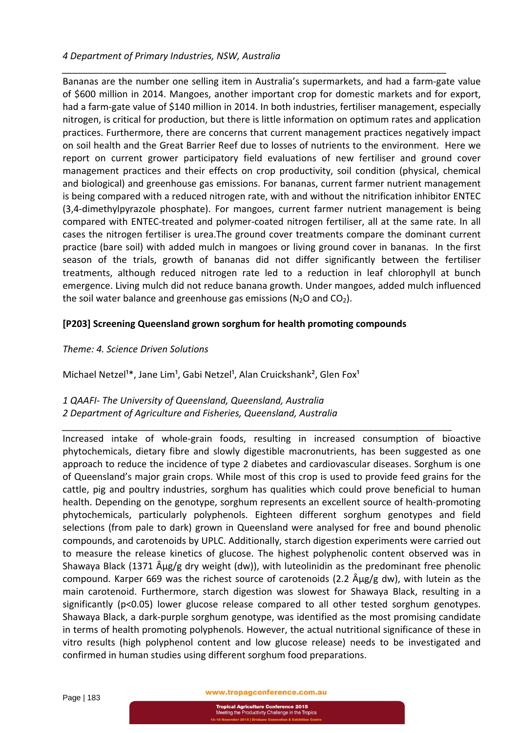*4 Department of Primary Industries, NSW, Australia*

---

Bananas are the number one selling item in Australia's supermarkets, and had a farm-gate value of $600 million in 2014. Mangoes, another important crop for domestic markets and for export, had a farm-gate value of $140 million in 2014. In both industries, fertiliser management, especially nitrogen, is critical for production, but there is little information on optimum rates and application practices. Furthermore, there are concerns that current management practices negatively impact on soil health and the Great Barrier Reef due to losses of nutrients to the environment. Here we report on current grower participatory field evaluations of new fertiliser and ground cover management practices and their effects on crop productivity, soil condition (physical, chemical and biological) and greenhouse gas emissions. For bananas, current farmer nutrient management is being compared with a reduced nitrogen rate, with and without the nitrification inhibitor ENTEC (3,4-dimethylpyrazole phosphate). For mangoes, current farmer nutrient management is being compared with ENTEC-treated and polymer-coated nitrogen fertiliser, all at the same rate. In all cases the nitrogen fertiliser is urea.The ground cover treatments compare the dominant current practice (bare soil) with added mulch in mangoes or living ground cover in bananas. In the first season of the trials, growth of bananas did not differ significantly between the fertiliser treatments, although reduced nitrogen rate led to a reduction in leaf chlorophyll at bunch emergence. Living mulch did not reduce banana growth. Under mangoes, added mulch influenced the soil water balance and greenhouse gas emissions ($N_2O$ and $CO_2$).

## [P203] Screening Queensland grown sorghum for health promoting compounds

*Theme: 4. Science Driven Solutions*

Michael Netzel[1]*, Jane Lim[1], Gabi Netzel[1], Alan Cruickshank[2], Glen Fox[1]

*1 QAAFI- The University of Queensland, Queensland, Australia*
*2 Department of Agriculture and Fisheries, Queensland, Australia*

---

Increased intake of whole-grain foods, resulting in increased consumption of bioactive phytochemicals, dietary fibre and slowly digestible macronutrients, has been suggested as one approach to reduce the incidence of type 2 diabetes and cardiovascular diseases. Sorghum is one of Queensland's major grain crops. While most of this crop is used to provide feed grains for the cattle, pig and poultry industries, sorghum has qualities which could prove beneficial to human health. Depending on the genotype, sorghum represents an excellent source of health-promoting phytochemicals, particularly polyphenols. Eighteen different sorghum genotypes and field selections (from pale to dark) grown in Queensland were analysed for free and bound phenolic compounds, and carotenoids by UPLC. Additionally, starch digestion experiments were carried out to measure the release kinetics of glucose. The highest polyphenolic content observed was in Shawaya Black (1371 Âµg/g dry weight (dw)), with luteolinidin as the predominant free phenolic compound. Karper 669 was the richest source of carotenoids (2.2 Âµg/g dw), with lutein as the main carotenoid. Furthermore, starch digestion was slowest for Shawaya Black, resulting in a significantly ($p<0.05$) lower glucose release compared to all other tested sorghum genotypes. Shawaya Black, a dark-purple sorghum genotype, was identified as the most promising candidate in terms of health promoting polyphenols. However, the actual nutritional significance of these in vitro results (high polyphenol content and low glucose release) needs to be investigated and confirmed in human studies using different sorghum food preparations.